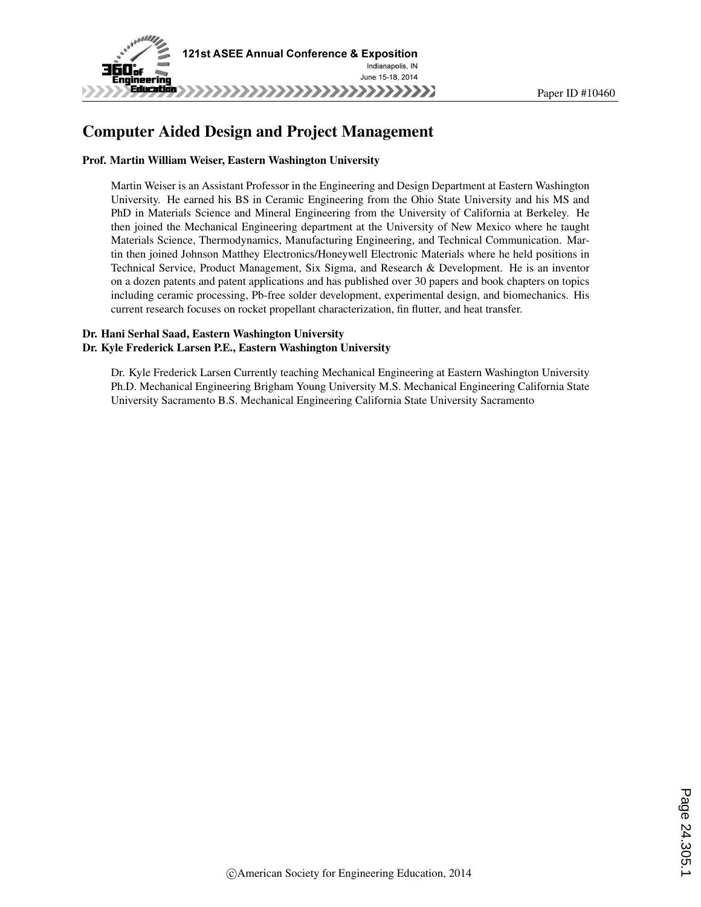# Computer Aided Design and Project Management

**Prof. Martin William Weiser, Eastern Washington University**

Martin Weiser is an Assistant Professor in the Engineering and Design Department at Eastern Washington University. He earned his BS in Ceramic Engineering from the Ohio State University and his MS and PhD in Materials Science and Mineral Engineering from the University of California at Berkeley. He then joined the Mechanical Engineering department at the University of New Mexico where he taught Materials Science, Thermodynamics, Manufacturing Engineering, and Technical Communication. Martin then joined Johnson Matthey Electronics/Honeywell Electronic Materials where he held positions in Technical Service, Product Management, Six Sigma, and Research & Development. He is an inventor on a dozen patents and patent applications and has published over 30 papers and book chapters on topics including ceramic processing, Pb-free solder development, experimental design, and biomechanics. His current research focuses on rocket propellant characterization, fin flutter, and heat transfer.

**Dr. Hani Serhal Saad, Eastern Washington University**
**Dr. Kyle Frederick Larsen P.E., Eastern Washington University**

Dr. Kyle Frederick Larsen Currently teaching Mechanical Engineering at Eastern Washington University Ph.D. Mechanical Engineering Brigham Young University M.S. Mechanical Engineering California State University Sacramento B.S. Mechanical Engineering California State University Sacramento

©American Society for Engineering Education, 2014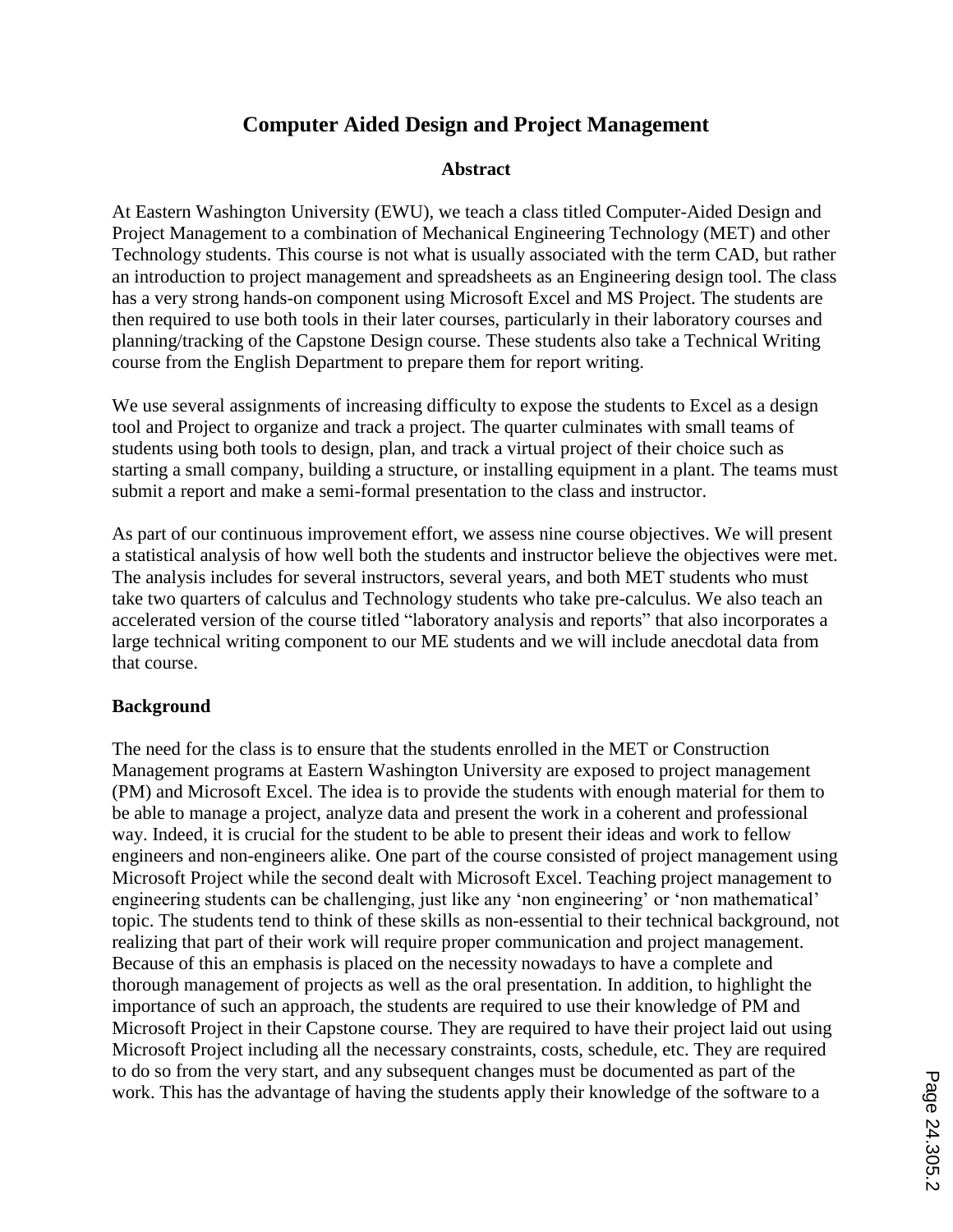# Computer Aided Design and Project Management

## Abstract

At Eastern Washington University (EWU), we teach a class titled Computer-Aided Design and Project Management to a combination of Mechanical Engineering Technology (MET) and other Technology students. This course is not what is usually associated with the term CAD, but rather an introduction to project management and spreadsheets as an Engineering design tool. The class has a very strong hands-on component using Microsoft Excel and MS Project. The students are then required to use both tools in their later courses, particularly in their laboratory courses and planning/tracking of the Capstone Design course. These students also take a Technical Writing course from the English Department to prepare them for report writing.

We use several assignments of increasing difficulty to expose the students to Excel as a design tool and Project to organize and track a project. The quarter culminates with small teams of students using both tools to design, plan, and track a virtual project of their choice such as starting a small company, building a structure, or installing equipment in a plant. The teams must submit a report and make a semi-formal presentation to the class and instructor.

As part of our continuous improvement effort, we assess nine course objectives. We will present a statistical analysis of how well both the students and instructor believe the objectives were met. The analysis includes for several instructors, several years, and both MET students who must take two quarters of calculus and Technology students who take pre-calculus. We also teach an accelerated version of the course titled "laboratory analysis and reports" that also incorporates a large technical writing component to our ME students and we will include anecdotal data from that course.

## Background

The need for the class is to ensure that the students enrolled in the MET or Construction Management programs at Eastern Washington University are exposed to project management (PM) and Microsoft Excel. The idea is to provide the students with enough material for them to be able to manage a project, analyze data and present the work in a coherent and professional way. Indeed, it is crucial for the student to be able to present their ideas and work to fellow engineers and non-engineers alike. One part of the course consisted of project management using Microsoft Project while the second dealt with Microsoft Excel. Teaching project management to engineering students can be challenging, just like any 'non engineering' or 'non mathematical' topic. The students tend to think of these skills as non-essential to their technical background, not realizing that part of their work will require proper communication and project management. Because of this an emphasis is placed on the necessity nowadays to have a complete and thorough management of projects as well as the oral presentation. In addition, to highlight the importance of such an approach, the students are required to use their knowledge of PM and Microsoft Project in their Capstone course. They are required to have their project laid out using Microsoft Project including all the necessary constraints, costs, schedule, etc. They are required to do so from the very start, and any subsequent changes must be documented as part of the work. This has the advantage of having the students apply their knowledge of the software to a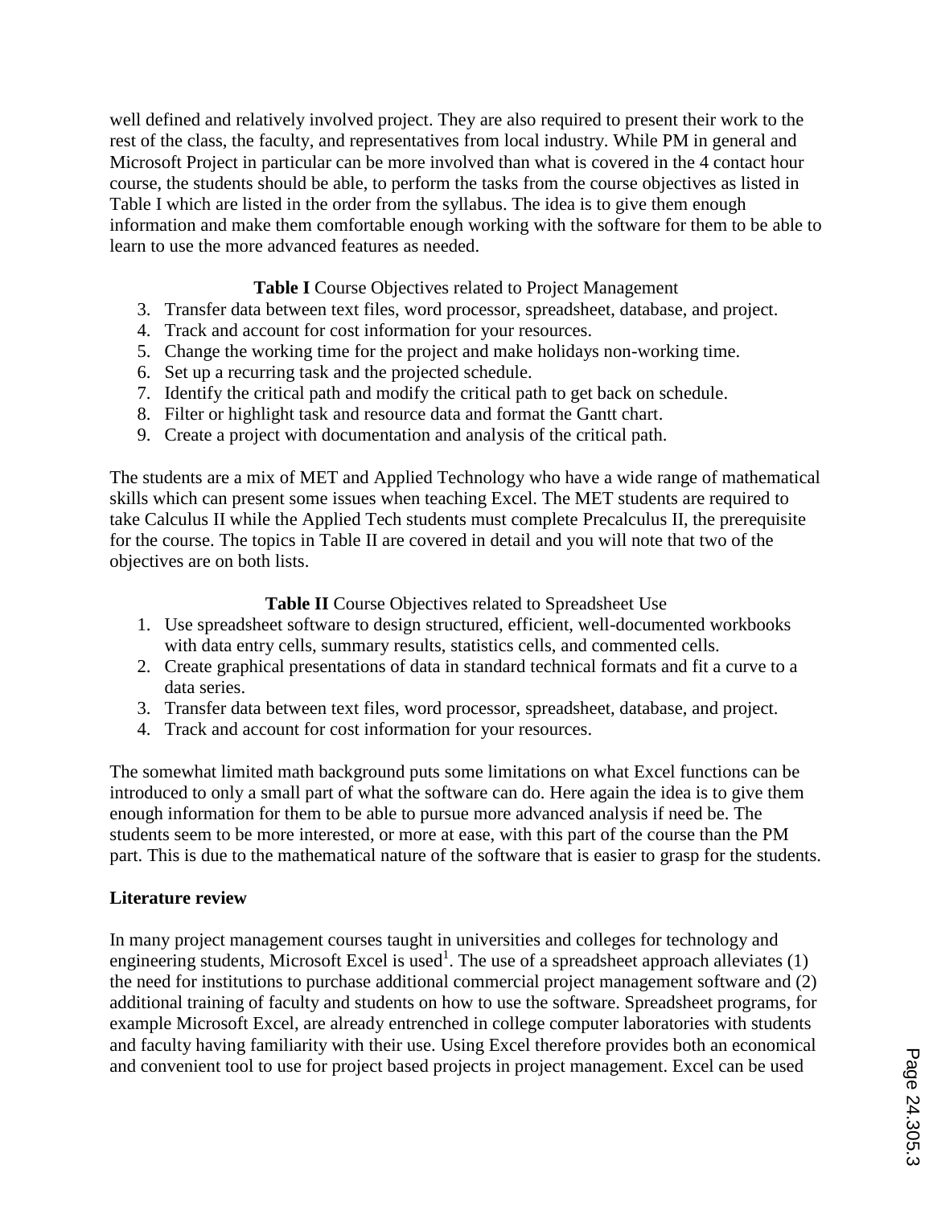well defined and relatively involved project. They are also required to present their work to the rest of the class, the faculty, and representatives from local industry. While PM in general and Microsoft Project in particular can be more involved than what is covered in the 4 contact hour course, the students should be able, to perform the tasks from the course objectives as listed in Table I which are listed in the order from the syllabus. The idea is to give them enough information and make them comfortable enough working with the software for them to be able to learn to use the more advanced features as needed.

**Table I** Course Objectives related to Project Management

3. Transfer data between text files, word processor, spreadsheet, database, and project.
4. Track and account for cost information for your resources.
5. Change the working time for the project and make holidays non-working time.
6. Set up a recurring task and the projected schedule.
7. Identify the critical path and modify the critical path to get back on schedule.
8. Filter or highlight task and resource data and format the Gantt chart.
9. Create a project with documentation and analysis of the critical path.

The students are a mix of MET and Applied Technology who have a wide range of mathematical skills which can present some issues when teaching Excel. The MET students are required to take Calculus II while the Applied Tech students must complete Precalculus II, the prerequisite for the course. The topics in Table II are covered in detail and you will note that two of the objectives are on both lists.

**Table II** Course Objectives related to Spreadsheet Use

1. Use spreadsheet software to design structured, efficient, well-documented workbooks with data entry cells, summary results, statistics cells, and commented cells.
2. Create graphical presentations of data in standard technical formats and fit a curve to a data series.
3. Transfer data between text files, word processor, spreadsheet, database, and project.
4. Track and account for cost information for your resources.

The somewhat limited math background puts some limitations on what Excel functions can be introduced to only a small part of what the software can do. Here again the idea is to give them enough information for them to be able to pursue more advanced analysis if need be. The students seem to be more interested, or more at ease, with this part of the course than the PM part. This is due to the mathematical nature of the software that is easier to grasp for the students.

## Literature review

In many project management courses taught in universities and colleges for technology and engineering students, Microsoft Excel is used[1]. The use of a spreadsheet approach alleviates (1) the need for institutions to purchase additional commercial project management software and (2) additional training of faculty and students on how to use the software. Spreadsheet programs, for example Microsoft Excel, are already entrenched in college computer laboratories with students and faculty having familiarity with their use. Using Excel therefore provides both an economical and convenient tool to use for project based projects in project management. Excel can be used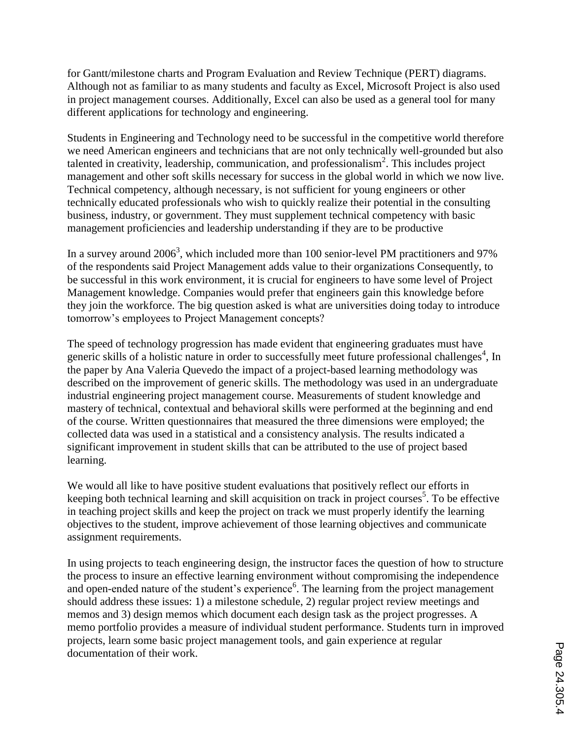for Gantt/milestone charts and Program Evaluation and Review Technique (PERT) diagrams. Although not as familiar to as many students and faculty as Excel, Microsoft Project is also used in project management courses. Additionally, Excel can also be used as a general tool for many different applications for technology and engineering.

Students in Engineering and Technology need to be successful in the competitive world therefore we need American engineers and technicians that are not only technically well-grounded but also talented in creativity, leadership, communication, and professionalism[2]. This includes project management and other soft skills necessary for success in the global world in which we now live. Technical competency, although necessary, is not sufficient for young engineers or other technically educated professionals who wish to quickly realize their potential in the consulting business, industry, or government. They must supplement technical competency with basic management proficiencies and leadership understanding if they are to be productive

In a survey around 2006[3], which included more than 100 senior-level PM practitioners and 97% of the respondents said Project Management adds value to their organizations Consequently, to be successful in this work environment, it is crucial for engineers to have some level of Project Management knowledge. Companies would prefer that engineers gain this knowledge before they join the workforce. The big question asked is what are universities doing today to introduce tomorrow's employees to Project Management concepts?

The speed of technology progression has made evident that engineering graduates must have generic skills of a holistic nature in order to successfully meet future professional challenges[4], In the paper by Ana Valeria Quevedo the impact of a project-based learning methodology was described on the improvement of generic skills. The methodology was used in an undergraduate industrial engineering project management course. Measurements of student knowledge and mastery of technical, contextual and behavioral skills were performed at the beginning and end of the course. Written questionnaires that measured the three dimensions were employed; the collected data was used in a statistical and a consistency analysis. The results indicated a significant improvement in student skills that can be attributed to the use of project based learning.

We would all like to have positive student evaluations that positively reflect our efforts in keeping both technical learning and skill acquisition on track in project courses[5]. To be effective in teaching project skills and keep the project on track we must properly identify the learning objectives to the student, improve achievement of those learning objectives and communicate assignment requirements.

In using projects to teach engineering design, the instructor faces the question of how to structure the process to insure an effective learning environment without compromising the independence and open-ended nature of the student's experience[6]. The learning from the project management should address these issues: 1) a milestone schedule, 2) regular project review meetings and memos and 3) design memos which document each design task as the project progresses. A memo portfolio provides a measure of individual student performance. Students turn in improved projects, learn some basic project management tools, and gain experience at regular documentation of their work.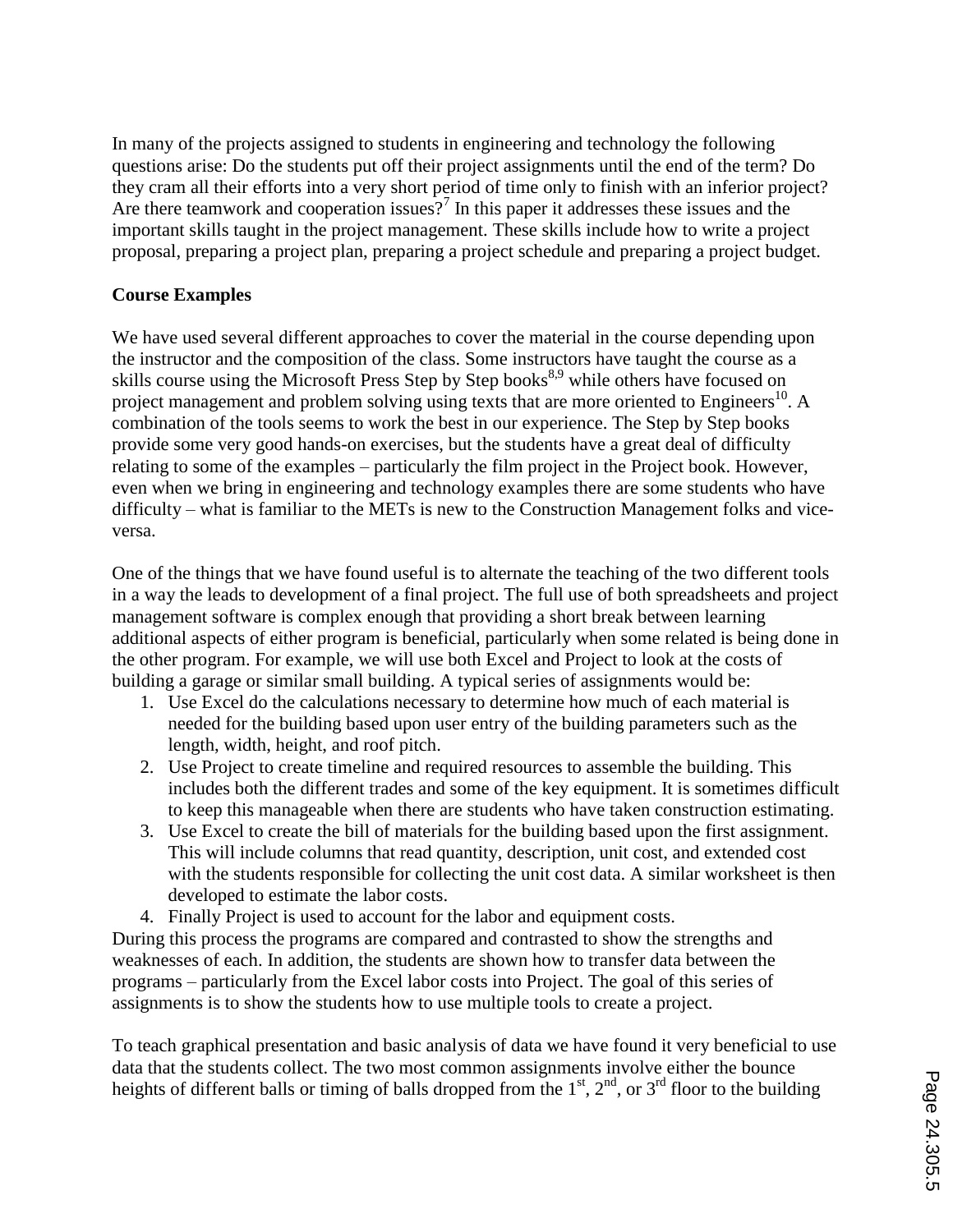In many of the projects assigned to students in engineering and technology the following questions arise: Do the students put off their project assignments until the end of the term? Do they cram all their efforts into a very short period of time only to finish with an inferior project? Are there teamwork and cooperation issues?[7] In this paper it addresses these issues and the important skills taught in the project management. These skills include how to write a project proposal, preparing a project plan, preparing a project schedule and preparing a project budget.

**Course Examples**

We have used several different approaches to cover the material in the course depending upon the instructor and the composition of the class. Some instructors have taught the course as a skills course using the Microsoft Press Step by Step books[8,9] while others have focused on project management and problem solving using texts that are more oriented to Engineers[10]. A combination of the tools seems to work the best in our experience. The Step by Step books provide some very good hands-on exercises, but the students have a great deal of difficulty relating to some of the examples – particularly the film project in the Project book. However, even when we bring in engineering and technology examples there are some students who have difficulty – what is familiar to the METs is new to the Construction Management folks and vice-versa.

One of the things that we have found useful is to alternate the teaching of the two different tools in a way the leads to development of a final project. The full use of both spreadsheets and project management software is complex enough that providing a short break between learning additional aspects of either program is beneficial, particularly when some related is being done in the other program. For example, we will use both Excel and Project to look at the costs of building a garage or similar small building. A typical series of assignments would be:

1. Use Excel do the calculations necessary to determine how much of each material is needed for the building based upon user entry of the building parameters such as the length, width, height, and roof pitch.
2. Use Project to create timeline and required resources to assemble the building. This includes both the different trades and some of the key equipment. It is sometimes difficult to keep this manageable when there are students who have taken construction estimating.
3. Use Excel to create the bill of materials for the building based upon the first assignment. This will include columns that read quantity, description, unit cost, and extended cost with the students responsible for collecting the unit cost data. A similar worksheet is then developed to estimate the labor costs.
4. Finally Project is used to account for the labor and equipment costs.

During this process the programs are compared and contrasted to show the strengths and weaknesses of each. In addition, the students are shown how to transfer data between the programs – particularly from the Excel labor costs into Project. The goal of this series of assignments is to show the students how to use multiple tools to create a project.

To teach graphical presentation and basic analysis of data we have found it very beneficial to use data that the students collect. The two most common assignments involve either the bounce heights of different balls or timing of balls dropped from the 1st, 2nd, or 3rd floor to the building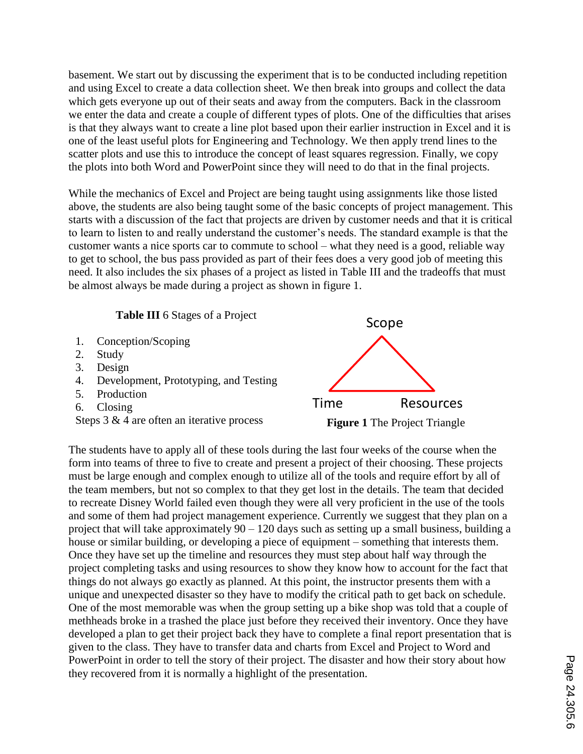basement. We start out by discussing the experiment that is to be conducted including repetition and using Excel to create a data collection sheet. We then break into groups and collect the data which gets everyone up out of their seats and away from the computers. Back in the classroom we enter the data and create a couple of different types of plots. One of the difficulties that arises is that they always want to create a line plot based upon their earlier instruction in Excel and it is one of the least useful plots for Engineering and Technology. We then apply trend lines to the scatter plots and use this to introduce the concept of least squares regression. Finally, we copy the plots into both Word and PowerPoint since they will need to do that in the final projects.

While the mechanics of Excel and Project are being taught using assignments like those listed above, the students are also being taught some of the basic concepts of project management. This starts with a discussion of the fact that projects are driven by customer needs and that it is critical to learn to listen to and really understand the customer's needs. The standard example is that the customer wants a nice sports car to commute to school – what they need is a good, reliable way to get to school, the bus pass provided as part of their fees does a very good job of meeting this need. It also includes the six phases of a project as listed in Table III and the tradeoffs that must be almost always be made during a project as shown in figure 1.

**Table III** 6 Stages of a Project

1. Conception/Scoping
2. Study
3. Design
4. Development, Prototyping, and Testing
5. Production
6. Closing

Steps 3 & 4 are often an iterative process

Scope

Time Resources

**Figure 1** The Project Triangle

The students have to apply all of these tools during the last four weeks of the course when the form into teams of three to five to create and present a project of their choosing. These projects must be large enough and complex enough to utilize all of the tools and require effort by all of the team members, but not so complex to that they get lost in the details. The team that decided to recreate Disney World failed even though they were all very proficient in the use of the tools and some of them had project management experience. Currently we suggest that they plan on a project that will take approximately 90 – 120 days such as setting up a small business, building a house or similar building, or developing a piece of equipment – something that interests them. Once they have set up the timeline and resources they must step about half way through the project completing tasks and using resources to show they know how to account for the fact that things do not always go exactly as planned. At this point, the instructor presents them with a unique and unexpected disaster so they have to modify the critical path to get back on schedule. One of the most memorable was when the group setting up a bike shop was told that a couple of methheads broke in a trashed the place just before they received their inventory. Once they have developed a plan to get their project back they have to complete a final report presentation that is given to the class. They have to transfer data and charts from Excel and Project to Word and PowerPoint in order to tell the story of their project. The disaster and how their story about how they recovered from it is normally a highlight of the presentation.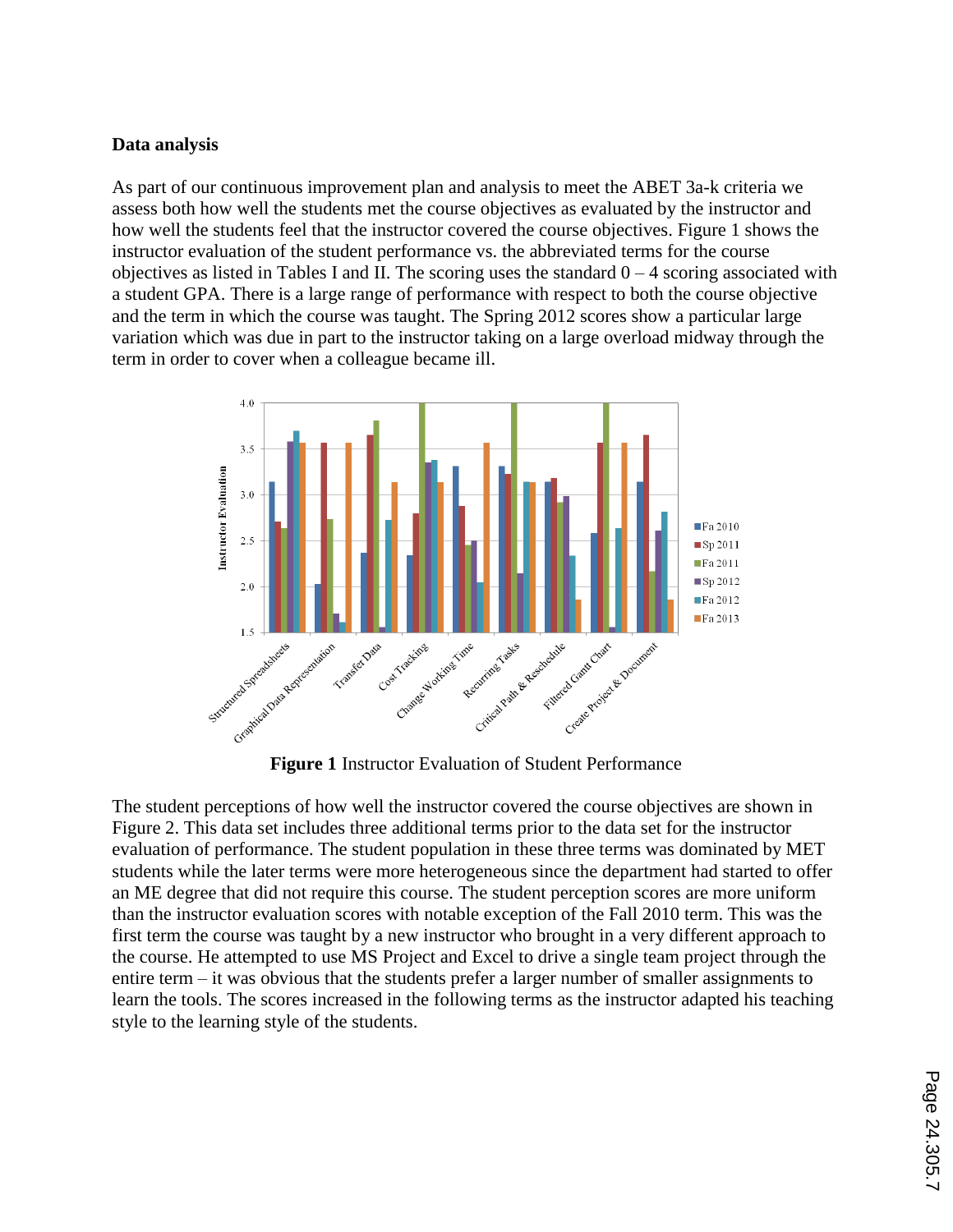### Data analysis

As part of our continuous improvement plan and analysis to meet the ABET 3a-k criteria we assess both how well the students met the course objectives as evaluated by the instructor and how well the students feel that the instructor covered the course objectives. Figure 1 shows the instructor evaluation of the student performance vs. the abbreviated terms for the course objectives as listed in Tables I and II. The scoring uses the standard 0 – 4 scoring associated with a student GPA. There is a large range of performance with respect to both the course objective and the term in which the course was taught. The Spring 2012 scores show a particular large variation which was due in part to the instructor taking on a large overload midway through the term in order to cover when a colleague became ill.

**Figure 1** Instructor Evaluation of Student Performance

The student perceptions of how well the instructor covered the course objectives are shown in Figure 2. This data set includes three additional terms prior to the data set for the instructor evaluation of performance. The student population in these three terms was dominated by MET students while the later terms were more heterogeneous since the department had started to offer an ME degree that did not require this course. The student perception scores are more uniform than the instructor evaluation scores with notable exception of the Fall 2010 term. This was the first term the course was taught by a new instructor who brought in a very different approach to the course. He attempted to use MS Project and Excel to drive a single team project through the entire term – it was obvious that the students prefer a larger number of smaller assignments to learn the tools. The scores increased in the following terms as the instructor adapted his teaching style to the learning style of the students.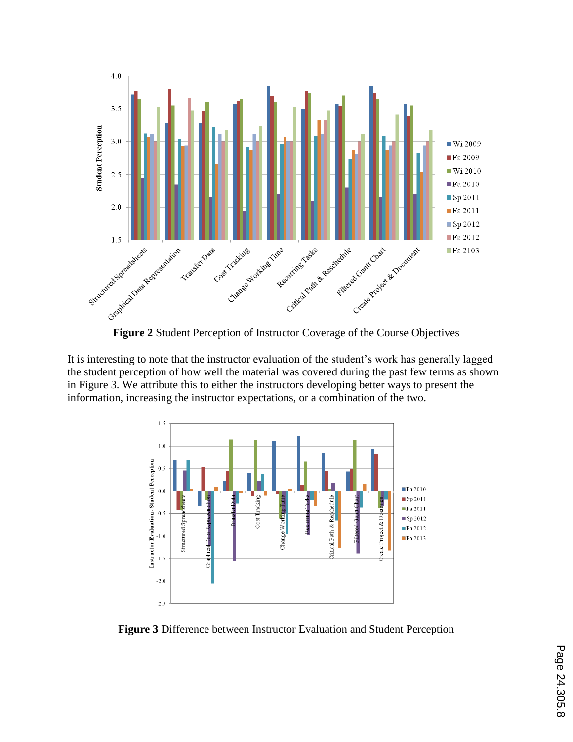**Figure 2** Student Perception of Instructor Coverage of the Course Objectives

It is interesting to note that the instructor evaluation of the student's work has generally lagged the student perception of how well the material was covered during the past few terms as shown in Figure 3. We attribute this to either the instructors developing better ways to present the information, increasing the instructor expectations, or a combination of the two.

**Figure 3** Difference between Instructor Evaluation and Student Perception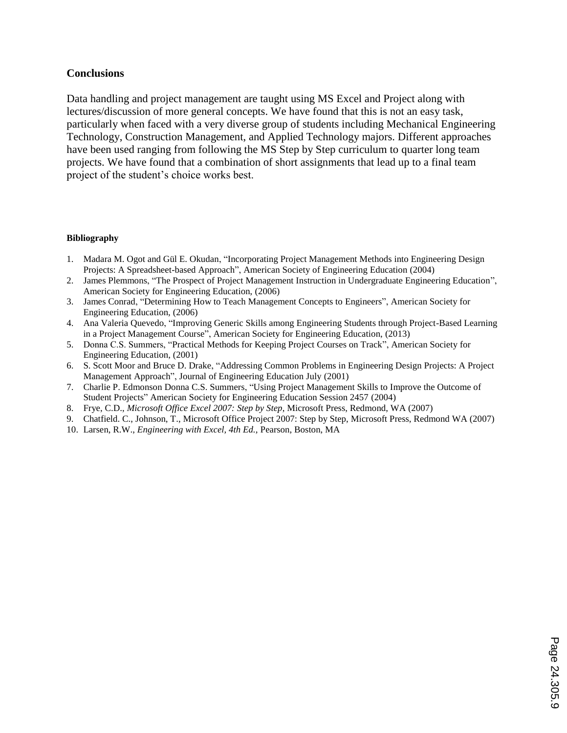## Conclusions

Data handling and project management are taught using MS Excel and Project along with lectures/discussion of more general concepts. We have found that this is not an easy task, particularly when faced with a very diverse group of students including Mechanical Engineering Technology, Construction Management, and Applied Technology majors. Different approaches have been used ranging from following the MS Step by Step curriculum to quarter long team projects. We have found that a combination of short assignments that lead up to a final team project of the student's choice works best.

### Bibliography

1. Madara M. Ogot and Gül E. Okudan, "Incorporating Project Management Methods into Engineering Design Projects: A Spreadsheet-based Approach", American Society of Engineering Education (2004)
2. James Plemmons, "The Prospect of Project Management Instruction in Undergraduate Engineering Education", American Society for Engineering Education, (2006)
3. James Conrad, "Determining How to Teach Management Concepts to Engineers", American Society for Engineering Education, (2006)
4. Ana Valeria Quevedo, "Improving Generic Skills among Engineering Students through Project-Based Learning in a Project Management Course", American Society for Engineering Education, (2013)
5. Donna C.S. Summers, "Practical Methods for Keeping Project Courses on Track", American Society for Engineering Education, (2001)
6. S. Scott Moor and Bruce D. Drake, "Addressing Common Problems in Engineering Design Projects: A Project Management Approach", Journal of Engineering Education July (2001)
7. Charlie P. Edmonson Donna C.S. Summers, "Using Project Management Skills to Improve the Outcome of Student Projects" American Society for Engineering Education Session 2457 (2004)
8. Frye, C.D., *Microsoft Office Excel 2007: Step by Step*, Microsoft Press, Redmond, WA (2007)
9. Chatfield. C., Johnson, T., Microsoft Office Project 2007: Step by Step, Microsoft Press, Redmond WA (2007)
10. Larsen, R.W., *Engineering with Excel, 4th Ed.,* Pearson, Boston, MA